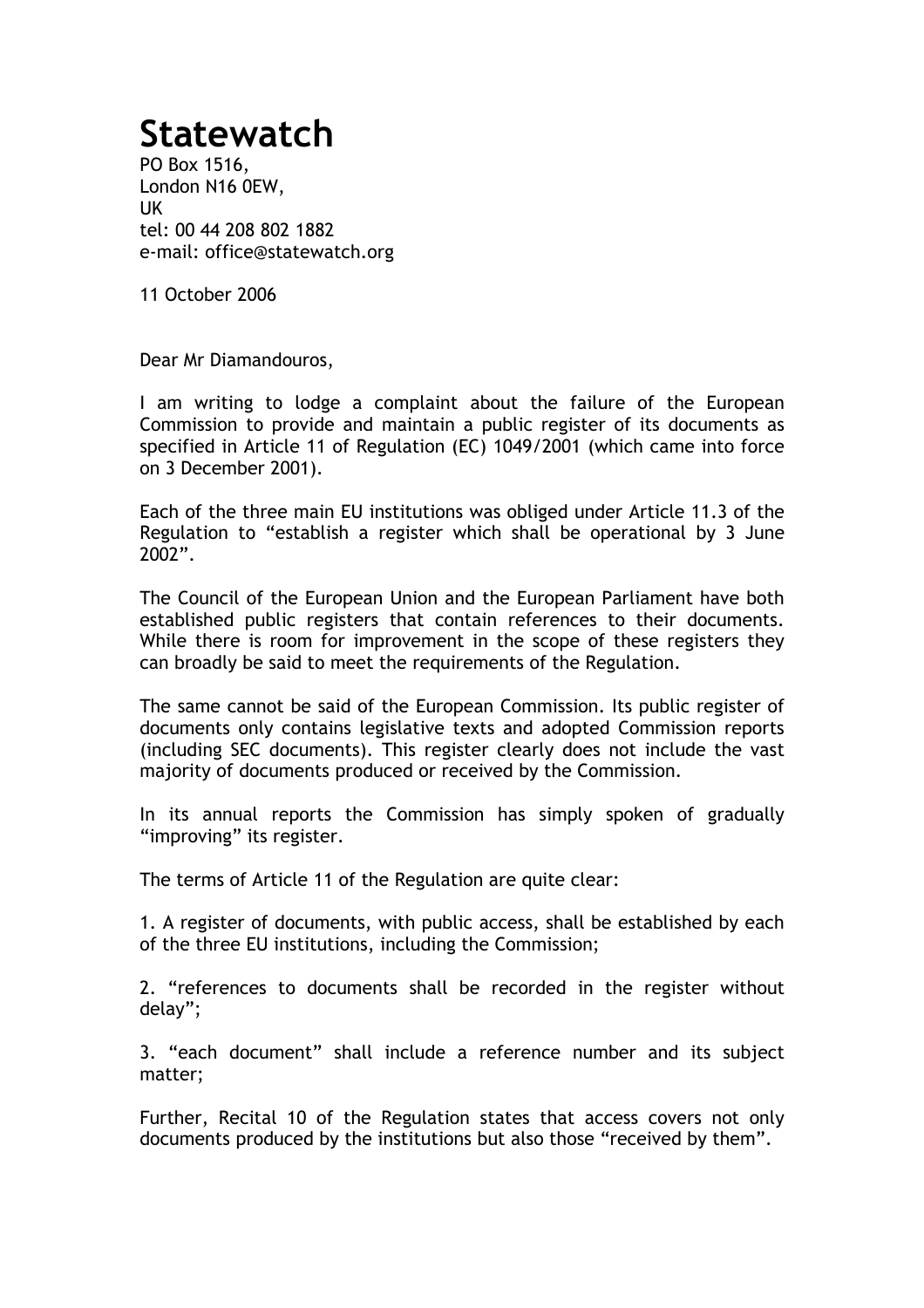# Statewatch

PO Box 1516,
London N16 0EW,
UK
tel: 00 44 208 802 1882
e-mail: office@statewatch.org

11 October 2006

Dear Mr Diamandouros,

I am writing to lodge a complaint about the failure of the European Commission to provide and maintain a public register of its documents as specified in Article 11 of Regulation (EC) 1049/2001 (which came into force on 3 December 2001).

Each of the three main EU institutions was obliged under Article 11.3 of the Regulation to "establish a register which shall be operational by 3 June 2002".

The Council of the European Union and the European Parliament have both established public registers that contain references to their documents. While there is room for improvement in the scope of these registers they can broadly be said to meet the requirements of the Regulation.

The same cannot be said of the European Commission. Its public register of documents only contains legislative texts and adopted Commission reports (including SEC documents). This register clearly does not include the vast majority of documents produced or received by the Commission.

In its annual reports the Commission has simply spoken of gradually "improving" its register.

The terms of Article 11 of the Regulation are quite clear:

1. A register of documents, with public access, shall be established by each of the three EU institutions, including the Commission;

2. "references to documents shall be recorded in the register without delay";

3. "each document" shall include a reference number and its subject matter;

Further, Recital 10 of the Regulation states that access covers not only documents produced by the institutions but also those "received by them".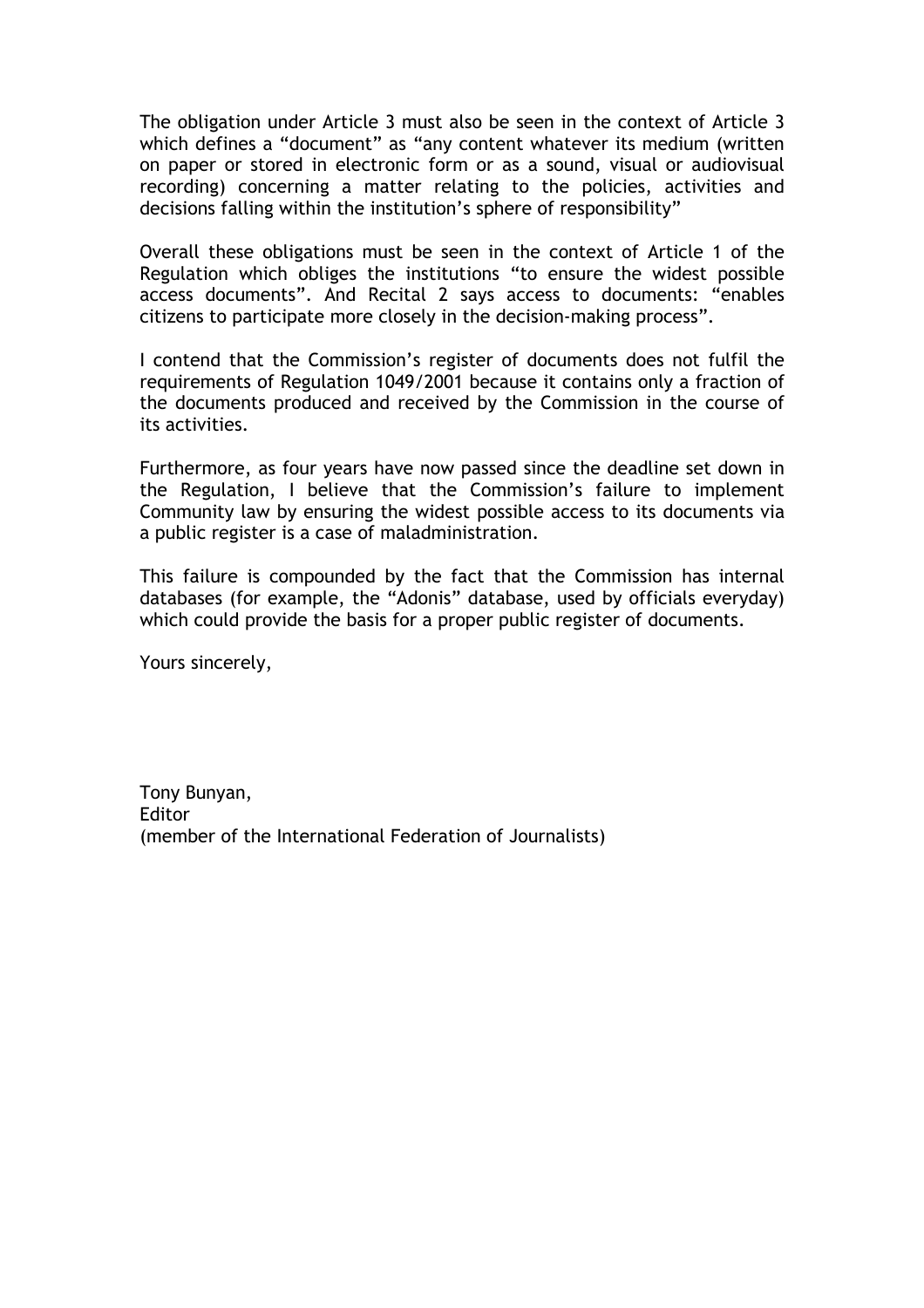The obligation under Article 3 must also be seen in the context of Article 3 which defines a "document" as "any content whatever its medium (written on paper or stored in electronic form or as a sound, visual or audiovisual recording) concerning a matter relating to the policies, activities and decisions falling within the institution's sphere of responsibility"

Overall these obligations must be seen in the context of Article 1 of the Regulation which obliges the institutions "to ensure the widest possible access documents". And Recital 2 says access to documents: "enables citizens to participate more closely in the decision-making process".

I contend that the Commission's register of documents does not fulfil the requirements of Regulation 1049/2001 because it contains only a fraction of the documents produced and received by the Commission in the course of its activities.

Furthermore, as four years have now passed since the deadline set down in the Regulation, I believe that the Commission's failure to implement Community law by ensuring the widest possible access to its documents via a public register is a case of maladministration.

This failure is compounded by the fact that the Commission has internal databases (for example, the "Adonis" database, used by officials everyday) which could provide the basis for a proper public register of documents.

Yours sincerely,

Tony Bunyan,
Editor
(member of the International Federation of Journalists)